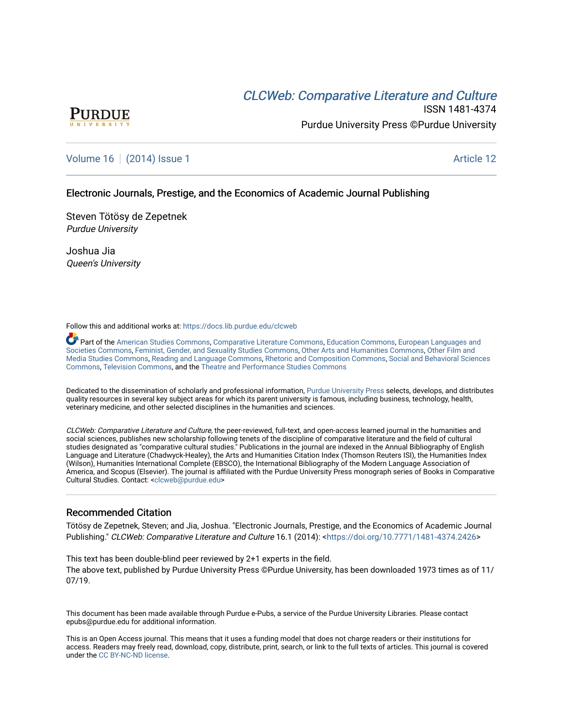PURDUE UNIVERSITY

# CLCWeb: Comparative Literature and Culture

ISSN 1481-4374

Purdue University Press ©Purdue University

Volume 16 | (2014) Issue 1 Article 12

## Electronic Journals, Prestige, and the Economics of Academic Journal Publishing

Steven Tötösy de Zepetnek
*Purdue University*

Joshua Jia
*Queen's University*

Follow this and additional works at: https://docs.lib.purdue.edu/clcweb

Part of the American Studies Commons, Comparative Literature Commons, Education Commons, European Languages and Societies Commons, Feminist, Gender, and Sexuality Studies Commons, Other Arts and Humanities Commons, Other Film and Media Studies Commons, Reading and Language Commons, Rhetoric and Composition Commons, Social and Behavioral Sciences Commons, Television Commons, and the Theatre and Performance Studies Commons

Dedicated to the dissemination of scholarly and professional information, Purdue University Press selects, develops, and distributes quality resources in several key subject areas for which its parent university is famous, including business, technology, health, veterinary medicine, and other selected disciplines in the humanities and sciences.

*CLCWeb: Comparative Literature and Culture*, the peer-reviewed, full-text, and open-access learned journal in the humanities and social sciences, publishes new scholarship following tenets of the discipline of comparative literature and the field of cultural studies designated as "comparative cultural studies." Publications in the journal are indexed in the Annual Bibliography of English Language and Literature (Chadwyck-Healey), the Arts and Humanities Citation Index (Thomson Reuters ISI), the Humanities Index (Wilson), Humanities International Complete (EBSCO), the International Bibliography of the Modern Language Association of America, and Scopus (Elsevier). The journal is affiliated with the Purdue University Press monograph series of Books in Comparative Cultural Studies. Contact: <clcweb@purdue.edu>

### Recommended Citation

Tötösy de Zepetnek, Steven; and Jia, Joshua. "Electronic Journals, Prestige, and the Economics of Academic Journal Publishing." *CLCWeb: Comparative Literature and Culture* 16.1 (2014): <https://doi.org/10.7771/1481-4374.2426>

This text has been double-blind peer reviewed by 2+1 experts in the field.
The above text, published by Purdue University Press ©Purdue University, has been downloaded 1973 times as of 11/07/19.

This document has been made available through Purdue e-Pubs, a service of the Purdue University Libraries. Please contact epubs@purdue.edu for additional information.

This is an Open Access journal. This means that it uses a funding model that does not charge readers or their institutions for access. Readers may freely read, download, copy, distribute, print, search, or link to the full texts of articles. This journal is covered under the CC BY-NC-ND license.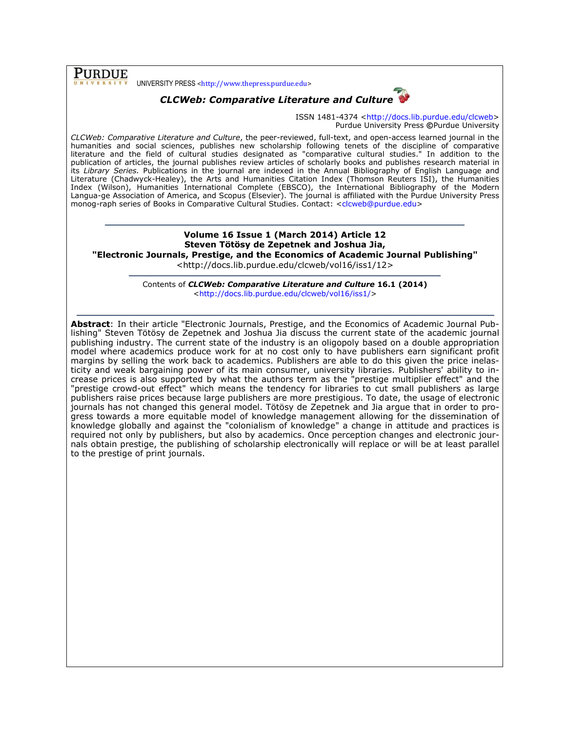PURDUE UNIVERSITY PRESS <http://www.thepress.purdue.edu>

# *CLCWeb: Comparative Literature and Culture*

ISSN 1481-4374 <http://docs.lib.purdue.edu/clcweb>
Purdue University Press ©Purdue University

*CLCWeb: Comparative Literature and Culture*, the peer-reviewed, full-text, and open-access learned journal in the humanities and social sciences, publishes new scholarship following tenets of the discipline of comparative literature and the field of cultural studies designated as "comparative cultural studies." In addition to the publication of articles, the journal publishes review articles of scholarly books and publishes research material in its *Library Series.* Publications in the journal are indexed in the Annual Bibliography of English Language and Literature (Chadwyck-Healey), the Arts and Humanities Citation Index (Thomson Reuters ISI), the Humanities Index (Wilson), Humanities International Complete (EBSCO), the International Bibliography of the Modern Langua-ge Association of America, and Scopus (Elsevier). The journal is affiliated with the Purdue University Press monog-raph series of Books in Comparative Cultural Studies. Contact: <clcweb@purdue.edu>

---

**Volume 16 Issue 1 (March 2014) Article 12**
**Steven Tötösy de Zepetnek and Joshua Jia,**
**"Electronic Journals, Prestige, and the Economics of Academic Journal Publishing"**
<http://docs.lib.purdue.edu/clcweb/vol16/iss1/12>

---

Contents of ***CLCWeb: Comparative Literature and Culture*** **16.1 (2014)**
<http://docs.lib.purdue.edu/clcweb/vol16/iss1/>

---

**Abstract**: In their article "Electronic Journals, Prestige, and the Economics of Academic Journal Publishing" Steven Tötösy de Zepetnek and Joshua Jia discuss the current state of the academic journal publishing industry. The current state of the industry is an oligopoly based on a double appropriation model where academics produce work for at no cost only to have publishers earn significant profit margins by selling the work back to academics. Publishers are able to do this given the price inelasticity and weak bargaining power of its main consumer, university libraries. Publishers' ability to increase prices is also supported by what the authors term as the "prestige multiplier effect" and the "prestige crowd-out effect" which means the tendency for libraries to cut small publishers as large publishers raise prices because large publishers are more prestigious. To date, the usage of electronic journals has not changed this general model. Tötösy de Zepetnek and Jia argue that in order to progress towards a more equitable model of knowledge management allowing for the dissemination of knowledge globally and against the "colonialism of knowledge" a change in attitude and practices is required not only by publishers, but also by academics. Once perception changes and electronic journals obtain prestige, the publishing of scholarship electronically will replace or will be at least parallel to the prestige of print journals.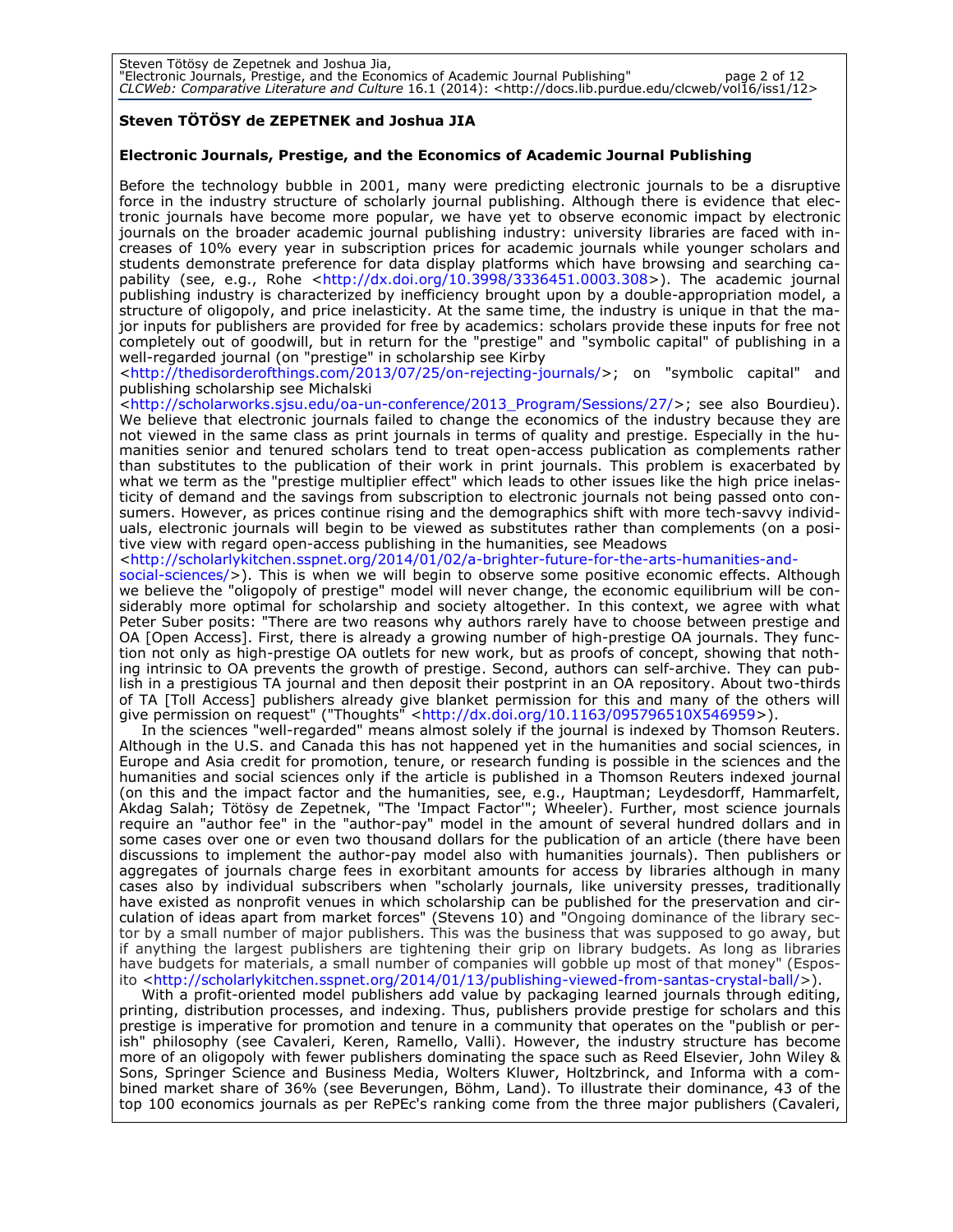**Steven TÖTÖSY de ZEPETNEK and Joshua JIA**

**Electronic Journals, Prestige, and the Economics of Academic Journal Publishing**

Before the technology bubble in 2001, many were predicting electronic journals to be a disruptive force in the industry structure of scholarly journal publishing. Although there is evidence that electronic journals have become more popular, we have yet to observe economic impact by electronic journals on the broader academic journal publishing industry: university libraries are faced with increases of 10% every year in subscription prices for academic journals while younger scholars and students demonstrate preference for data display platforms which have browsing and searching capability (see, e.g., Rohe <http://dx.doi.org/10.3998/3336451.0003.308>). The academic journal publishing industry is characterized by inefficiency brought upon by a double-appropriation model, a structure of oligopoly, and price inelasticity. At the same time, the industry is unique in that the major inputs for publishers are provided for free by academics: scholars provide these inputs for free not completely out of goodwill, but in return for the "prestige" and "symbolic capital" of publishing in a well-regarded journal (on "prestige" in scholarship see Kirby <http://thedisorderofthings.com/2013/07/25/on-rejecting-journals/>; on "symbolic capital" and publishing scholarship see Michalski <http://scholarworks.sjsu.edu/oa-un-conference/2013_Program/Sessions/27/>; see also Bourdieu). We believe that electronic journals failed to change the economics of the industry because they are not viewed in the same class as print journals in terms of quality and prestige. Especially in the humanities senior and tenured scholars tend to treat open-access publication as complements rather than substitutes to the publication of their work in print journals. This problem is exacerbated by what we term as the "prestige multiplier effect" which leads to other issues like the high price inelasticity of demand and the savings from subscription to electronic journals not being passed onto consumers. However, as prices continue rising and the demographics shift with more tech-savvy individuals, electronic journals will begin to be viewed as substitutes rather than complements (on a positive view with regard open-access publishing in the humanities, see Meadows <http://scholarlykitchen.sspnet.org/2014/01/02/a-brighter-future-for-the-arts-humanities-and-social-sciences/>). This is when we will begin to observe some positive economic effects. Although we believe the "oligopoly of prestige" model will never change, the economic equilibrium will be considerably more optimal for scholarship and society altogether. In this context, we agree with what Peter Suber posits: "There are two reasons why authors rarely have to choose between prestige and OA [Open Access]. First, there is already a growing number of high-prestige OA journals. They function not only as high-prestige OA outlets for new work, but as proofs of concept, showing that nothing intrinsic to OA prevents the growth of prestige. Second, authors can self-archive. They can publish in a prestigious TA journal and then deposit their postprint in an OA repository. About two-thirds of TA [Toll Access] publishers already give blanket permission for this and many of the others will give permission on request" ("Thoughts" <http://dx.doi.org/10.1163/095796510X546959>).

In the sciences "well-regarded" means almost solely if the journal is indexed by Thomson Reuters. Although in the U.S. and Canada this has not happened yet in the humanities and social sciences, in Europe and Asia credit for promotion, tenure, or research funding is possible in the sciences and the humanities and social sciences only if the article is published in a Thomson Reuters indexed journal (on this and the impact factor and the humanities, see, e.g., Hauptman; Leydesdorff, Hammarfelt, Akdag Salah; Tötösy de Zepetnek, "The 'Impact Factor'"; Wheeler). Further, most science journals require an "author fee" in the "author-pay" model in the amount of several hundred dollars and in some cases over one or even two thousand dollars for the publication of an article (there have been discussions to implement the author-pay model also with humanities journals). Then publishers or aggregates of journals charge fees in exorbitant amounts for access by libraries although in many cases also by individual subscribers when "scholarly journals, like university presses, traditionally have existed as nonprofit venues in which scholarship can be published for the preservation and circulation of ideas apart from market forces" (Stevens 10) and "Ongoing dominance of the library sector by a small number of major publishers. This was the business that was supposed to go away, but if anything the largest publishers are tightening their grip on library budgets. As long as libraries have budgets for materials, a small number of companies will gobble up most of that money" (Esposito <http://scholarlykitchen.sspnet.org/2014/01/13/publishing-viewed-from-santas-crystal-ball/>).

With a profit-oriented model publishers add value by packaging learned journals through editing, printing, distribution processes, and indexing. Thus, publishers provide prestige for scholars and this prestige is imperative for promotion and tenure in a community that operates on the "publish or perish" philosophy (see Cavaleri, Keren, Ramello, Valli). However, the industry structure has become more of an oligopoly with fewer publishers dominating the space such as Reed Elsevier, John Wiley & Sons, Springer Science and Business Media, Wolters Kluwer, Holtzbrinck, and Informa with a combined market share of 36% (see Beverungen, Böhm, Land). To illustrate their dominance, 43 of the top 100 economics journals as per RePEc's ranking come from the three major publishers (Cavaleri,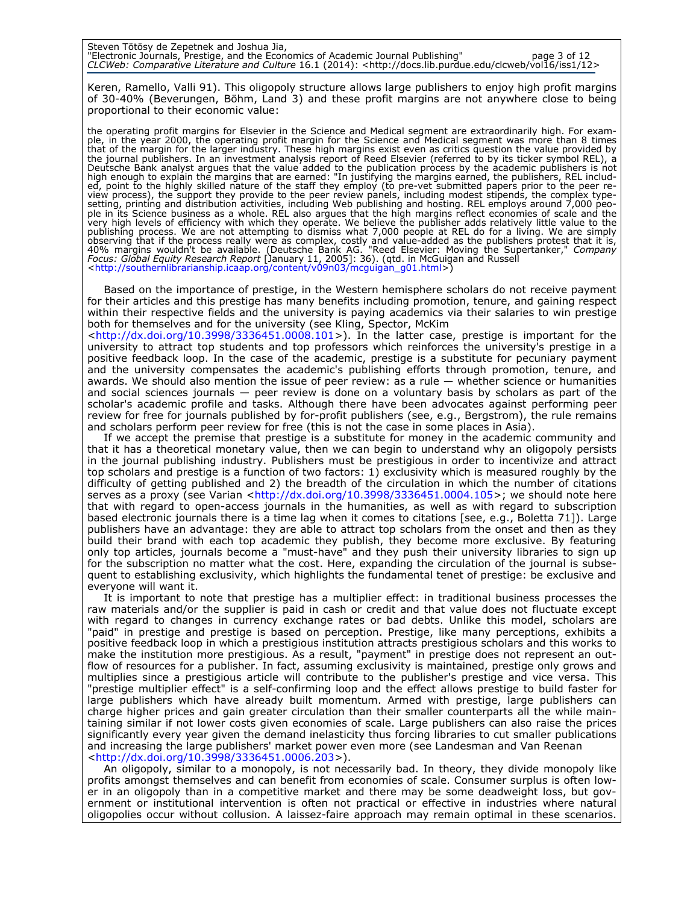Keren, Ramello, Valli 91). This oligopoly structure allows large publishers to enjoy high profit margins of 30-40% (Beverungen, Böhm, Land 3) and these profit margins are not anywhere close to being proportional to their economic value:

> the operating profit margins for Elsevier in the Science and Medical segment are extraordinarily high. For example, in the year 2000, the operating profit margin for the Science and Medical segment was more than 8 times that of the margin for the larger industry. These high margins exist even as critics question the value provided by the journal publishers. In an investment analysis report of Reed Elsevier (referred to by its ticker symbol REL), a Deutsche Bank analyst argues that the value added to the publication process by the academic publishers is not high enough to explain the margins that are earned: "In justifying the margins earned, the publishers, REL included, point to the highly skilled nature of the staff they employ (to pre-vet submitted papers prior to the peer review process), the support they provide to the peer review panels, including modest stipends, the complex typesetting, printing and distribution activities, including Web publishing and hosting. REL employs around 7,000 people in its Science business as a whole. REL also argues that the high margins reflect economies of scale and the very high levels of efficiency with which they operate. We believe the publisher adds relatively little value to the publishing process. We are not attempting to dismiss what 7,000 people at REL do for a living. We are simply observing that if the process really were as complex, costly and value-added as the publishers protest that it is, 40% margins wouldn't be available. (Deutsche Bank AG. "Reed Elsevier: Moving the Supertanker," *Company Focus: Global Equity Research Report* [January 11, 2005]: 36). (qtd. in McGuigan and Russell <http://southernlibrarianship.icaap.org/content/v09n03/mcguigan_g01.html>)

Based on the importance of prestige, in the Western hemisphere scholars do not receive payment for their articles and this prestige has many benefits including promotion, tenure, and gaining respect within their respective fields and the university is paying academics via their salaries to win prestige both for themselves and for the university (see Kling, Spector, McKim <http://dx.doi.org/10.3998/3336451.0008.101>). In the latter case, prestige is important for the university to attract top students and top professors which reinforces the university's prestige in a positive feedback loop. In the case of the academic, prestige is a substitute for pecuniary payment and the university compensates the academic's publishing efforts through promotion, tenure, and awards. We should also mention the issue of peer review: as a rule — whether science or humanities and social sciences journals — peer review is done on a voluntary basis by scholars as part of the scholar's academic profile and tasks. Although there have been advocates against performing peer review for free for journals published by for-profit publishers (see, e.g., Bergstrom), the rule remains and scholars perform peer review for free (this is not the case in some places in Asia).

If we accept the premise that prestige is a substitute for money in the academic community and that it has a theoretical monetary value, then we can begin to understand why an oligopoly persists in the journal publishing industry. Publishers must be prestigious in order to incentivize and attract top scholars and prestige is a function of two factors: 1) exclusivity which is measured roughly by the difficulty of getting published and 2) the breadth of the circulation in which the number of citations serves as a proxy (see Varian <http://dx.doi.org/10.3998/3336451.0004.105>; we should note here that with regard to open-access journals in the humanities, as well as with regard to subscription based electronic journals there is a time lag when it comes to citations [see, e.g., Boletta 71]). Large publishers have an advantage: they are able to attract top scholars from the onset and then as they build their brand with each top academic they publish, they become more exclusive. By featuring only top articles, journals become a "must-have" and they push their university libraries to sign up for the subscription no matter what the cost. Here, expanding the circulation of the journal is subsequent to establishing exclusivity, which highlights the fundamental tenet of prestige: be exclusive and everyone will want it.

It is important to note that prestige has a multiplier effect: in traditional business processes the raw materials and/or the supplier is paid in cash or credit and that value does not fluctuate except with regard to changes in currency exchange rates or bad debts. Unlike this model, scholars are "paid" in prestige and prestige is based on perception. Prestige, like many perceptions, exhibits a positive feedback loop in which a prestigious institution attracts prestigious scholars and this works to make the institution more prestigious. As a result, "payment" in prestige does not represent an outflow of resources for a publisher. In fact, assuming exclusivity is maintained, prestige only grows and multiplies since a prestigious article will contribute to the publisher's prestige and vice versa. This "prestige multiplier effect" is a self-confirming loop and the effect allows prestige to build faster for large publishers which have already built momentum. Armed with prestige, large publishers can charge higher prices and gain greater circulation than their smaller counterparts all the while maintaining similar if not lower costs given economies of scale. Large publishers can also raise the prices significantly every year given the demand inelasticity thus forcing libraries to cut smaller publications and increasing the large publishers' market power even more (see Landesman and Van Reenan <http://dx.doi.org/10.3998/3336451.0006.203>).

An oligopoly, similar to a monopoly, is not necessarily bad. In theory, they divide monopoly like profits amongst themselves and can benefit from economies of scale. Consumer surplus is often lower in an oligopoly than in a competitive market and there may be some deadweight loss, but government or institutional intervention is often not practical or effective in industries where natural oligopolies occur without collusion. A laissez-faire approach may remain optimal in these scenarios.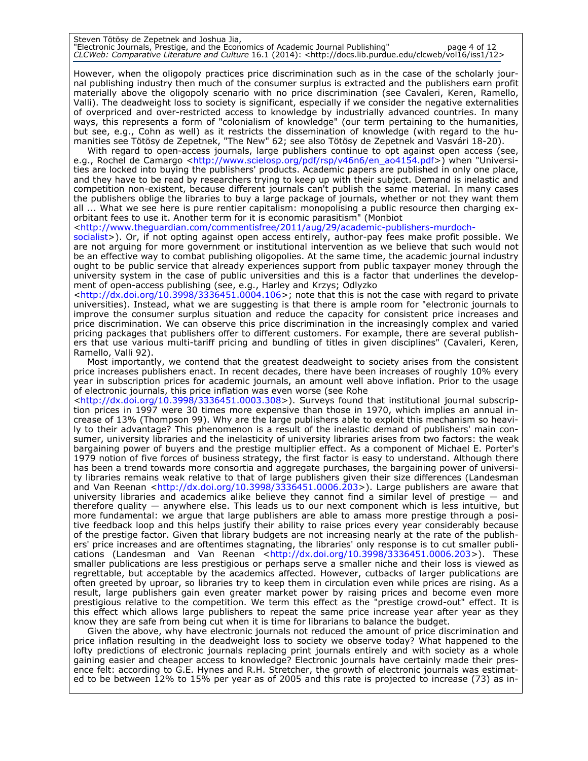However, when the oligopoly practices price discrimination such as in the case of the scholarly journal publishing industry then much of the consumer surplus is extracted and the publishers earn profit materially above the oligopoly scenario with no price discrimination (see Cavaleri, Keren, Ramello, Valli). The deadweight loss to society is significant, especially if we consider the negative externalities of overpriced and over-restricted access to knowledge by industrially advanced countries. In many ways, this represents a form of "colonialism of knowledge" (our term pertaining to the humanities, but see, e.g., Cohn as well) as it restricts the dissemination of knowledge (with regard to the humanities see Tötösy de Zepetnek, "The New" 62; see also Tötösy de Zepetnek and Vasvári 18-20).

With regard to open-access journals, large publishers continue to opt against open access (see, e.g., Rochel de Camargo <http://www.scielosp.org/pdf/rsp/v46n6/en_ao4154.pdf>) when "Universities are locked into buying the publishers' products. Academic papers are published in only one place, and they have to be read by researchers trying to keep up with their subject. Demand is inelastic and competition non-existent, because different journals can't publish the same material. In many cases the publishers oblige the libraries to buy a large package of journals, whether or not they want them all ... What we see here is pure rentier capitalism: monopolising a public resource then charging exorbitant fees to use it. Another term for it is economic parasitism" (Monbiot <http://www.theguardian.com/commentisfree/2011/aug/29/academic-publishers-murdoch-socialist>). Or, if not opting against open access entirely, author-pay fees make profit possible. We are not arguing for more government or institutional intervention as we believe that such would not be an effective way to combat publishing oligopolies. At the same time, the academic journal industry ought to be public service that already experiences support from public taxpayer money through the university system in the case of public universities and this is a factor that underlines the development of open-access publishing (see, e.g., Harley and Krzys; Odlyzko <http://dx.doi.org/10.3998/3336451.0004.106>; note that this is not the case with regard to private universities). Instead, what we are suggesting is that there is ample room for "electronic journals to improve the consumer surplus situation and reduce the capacity for consistent price increases and price discrimination. We can observe this price discrimination in the increasingly complex and varied pricing packages that publishers offer to different customers. For example, there are several publishers that use various multi-tariff pricing and bundling of titles in given disciplines" (Cavaleri, Keren, Ramello, Valli 92).

Most importantly, we contend that the greatest deadweight to society arises from the consistent price increases publishers enact. In recent decades, there have been increases of roughly 10% every year in subscription prices for academic journals, an amount well above inflation. Prior to the usage of electronic journals, this price inflation was even worse (see Rohe <http://dx.doi.org/10.3998/3336451.0003.308>). Surveys found that institutional journal subscription prices in 1997 were 30 times more expensive than those in 1970, which implies an annual increase of 13% (Thompson 99). Why are the large publishers able to exploit this mechanism so heavily to their advantage? This phenomenon is a result of the inelastic demand of publishers' main consumer, university libraries and the inelasticity of university libraries arises from two factors: the weak bargaining power of buyers and the prestige multiplier effect. As a component of Michael E. Porter's 1979 notion of five forces of business strategy, the first factor is easy to understand. Although there has been a trend towards more consortia and aggregate purchases, the bargaining power of university libraries remains weak relative to that of large publishers given their size differences (Landesman and Van Reenan <http://dx.doi.org/10.3998/3336451.0006.203>). Large publishers are aware that university libraries and academics alike believe they cannot find a similar level of prestige — and therefore quality — anywhere else. This leads us to our next component which is less intuitive, but more fundamental: we argue that large publishers are able to amass more prestige through a positive feedback loop and this helps justify their ability to raise prices every year considerably because of the prestige factor. Given that library budgets are not increasing nearly at the rate of the publishers' price increases and are oftentimes stagnating, the libraries' only response is to cut smaller publications (Landesman and Van Reenan <http://dx.doi.org/10.3998/3336451.0006.203>). These smaller publications are less prestigious or perhaps serve a smaller niche and their loss is viewed as regrettable, but acceptable by the academics affected. However, cutbacks of larger publications are often greeted by uproar, so libraries try to keep them in circulation even while prices are rising. As a result, large publishers gain even greater market power by raising prices and become even more prestigious relative to the competition. We term this effect as the "prestige crowd-out" effect. It is this effect which allows large publishers to repeat the same price increase year after year as they know they are safe from being cut when it is time for librarians to balance the budget.

Given the above, why have electronic journals not reduced the amount of price discrimination and price inflation resulting in the deadweight loss to society we observe today? What happened to the lofty predictions of electronic journals replacing print journals entirely and with society as a whole gaining easier and cheaper access to knowledge? Electronic journals have certainly made their presence felt: according to G.E. Hynes and R.H. Stretcher, the growth of electronic journals was estimated to be between 12% to 15% per year as of 2005 and this rate is projected to increase (73) as in-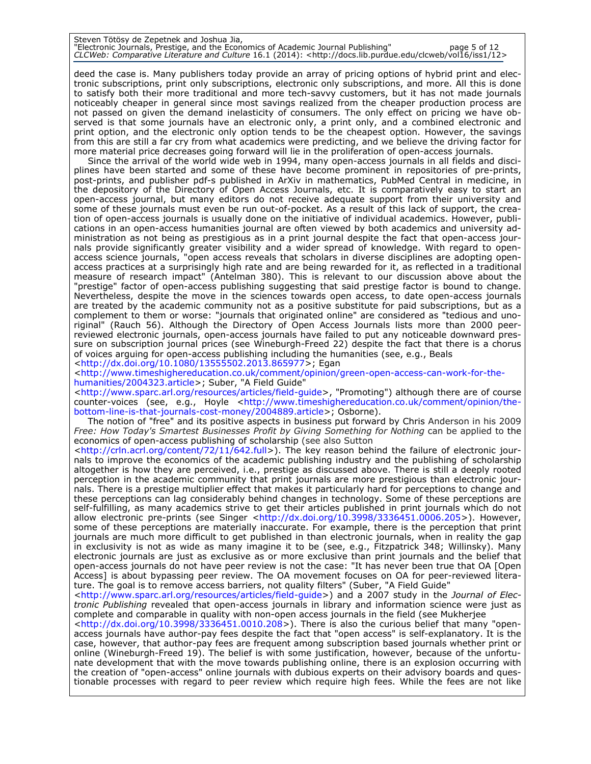deed the case is. Many publishers today provide an array of pricing options of hybrid print and electronic subscriptions, print only subscriptions, electronic only subscriptions, and more. All this is done to satisfy both their more traditional and more tech-savvy customers, but it has not made journals noticeably cheaper in general since most savings realized from the cheaper production process are not passed on given the demand inelasticity of consumers. The only effect on pricing we have observed is that some journals have an electronic only, a print only, and a combined electronic and print option, and the electronic only option tends to be the cheapest option. However, the savings from this are still a far cry from what academics were predicting, and we believe the driving factor for more material price decreases going forward will lie in the proliferation of open-access journals.

Since the arrival of the world wide web in 1994, many open-access journals in all fields and disciplines have been started and some of these have become prominent in repositories of pre-prints, post-prints, and publisher pdf-s published in ArXiv in mathematics, PubMed Central in medicine, in the depository of the Directory of Open Access Journals, etc. It is comparatively easy to start an open-access journal, but many editors do not receive adequate support from their university and some of these journals must even be run out-of-pocket. As a result of this lack of support, the creation of open-access journals is usually done on the initiative of individual academics. However, publications in an open-access humanities journal are often viewed by both academics and university administration as not being as prestigious as in a print journal despite the fact that open-access journals provide significantly greater visibility and a wider spread of knowledge. With regard to open-access science journals, "open access reveals that scholars in diverse disciplines are adopting open-access practices at a surprisingly high rate and are being rewarded for it, as reflected in a traditional measure of research impact" (Antelman 380). This is relevant to our discussion above about the "prestige" factor of open-access publishing suggesting that said prestige factor is bound to change. Nevertheless, despite the move in the sciences towards open access, to date open-access journals are treated by the academic community not as a positive substitute for paid subscriptions, but as a complement to them or worse: "journals that originated online" are considered as "tedious and unoriginal" (Rauch 56). Although the Directory of Open Access Journals lists more than 2000 peer-reviewed electronic journals, open-access journals have failed to put any noticeable downward pressure on subscription journal prices (see Wineburgh-Freed 22) despite the fact that there is a chorus of voices arguing for open-access publishing including the humanities (see, e.g., Beals <http://dx.doi.org/10.1080/13555502.2013.865977>; Egan <http://www.timeshighereducation.co.uk/comment/opinion/green-open-access-can-work-for-the-humanities/2004323.article>; Suber, "A Field Guide" <http://www.sparc.arl.org/resources/articles/field-guide>, "Promoting") although there are of course counter-voices (see, e.g., Hoyle <http://www.timeshighereducation.co.uk/comment/opinion/the-bottom-line-is-that-journals-cost-money/2004889.article>; Osborne).

The notion of "free" and its positive aspects in business put forward by Chris Anderson in his 2009 *Free: How Today's Smartest Businesses Profit by Giving Something for Nothing* can be applied to the economics of open-access publishing of scholarship (see also Sutton <http://crln.acrl.org/content/72/11/642.full>). The key reason behind the failure of electronic journals to improve the economics of the academic publishing industry and the publishing of scholarship altogether is how they are perceived, i.e., prestige as discussed above. There is still a deeply rooted perception in the academic community that print journals are more prestigious than electronic journals. There is a prestige multiplier effect that makes it particularly hard for perceptions to change and these perceptions can lag considerably behind changes in technology. Some of these perceptions are self-fulfilling, as many academics strive to get their articles published in print journals which do not allow electronic pre-prints (see Singer <http://dx.doi.org/10.3998/3336451.0006.205>). However, some of these perceptions are materially inaccurate. For example, there is the perception that print journals are much more difficult to get published in than electronic journals, when in reality the gap in exclusivity is not as wide as many imagine it to be (see, e.g., Fitzpatrick 348; Willinsky). Many electronic journals are just as exclusive as or more exclusive than print journals and the belief that open-access journals do not have peer review is not the case: "It has never been true that OA [Open Access] is about bypassing peer review. The OA movement focuses on OA for peer-reviewed literature. The goal is to remove access barriers, not quality filters" (Suber, "A Field Guide" <http://www.sparc.arl.org/resources/articles/field-guide>) and a 2007 study in the *Journal of Electronic Publishing* revealed that open-access journals in library and information science were just as complete and comparable in quality with non-open access journals in the field (see Mukherjee <http://dx.doi.org/10.3998/3336451.0010.208>). There is also the curious belief that many "open-access journals have author-pay fees despite the fact that "open access" is self-explanatory. It is the case, however, that author-pay fees are frequent among subscription based journals whether print or online (Wineburgh-Freed 19). The belief is with some justification, however, because of the unfortunate development that with the move towards publishing online, there is an explosion occurring with the creation of "open-access" online journals with dubious experts on their advisory boards and questionable processes with regard to peer review which require high fees. While the fees are not like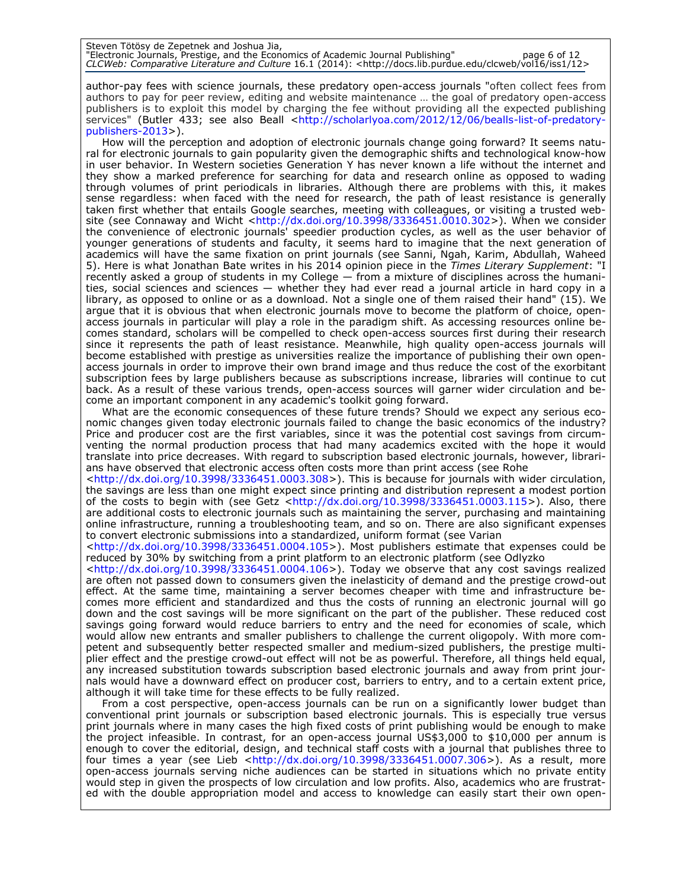author-pay fees with science journals, these predatory open-access journals "often collect fees from authors to pay for peer review, editing and website maintenance … the goal of predatory open-access publishers is to exploit this model by charging the fee without providing all the expected publishing services" (Butler 433; see also Beall <http://scholarlyoa.com/2012/12/06/bealls-list-of-predatory-publishers-2013>).

How will the perception and adoption of electronic journals change going forward? It seems natural for electronic journals to gain popularity given the demographic shifts and technological know-how in user behavior. In Western societies Generation Y has never known a life without the internet and they show a marked preference for searching for data and research online as opposed to wading through volumes of print periodicals in libraries. Although there are problems with this, it makes sense regardless: when faced with the need for research, the path of least resistance is generally taken first whether that entails Google searches, meeting with colleagues, or visiting a trusted website (see Connaway and Wicht <http://dx.doi.org/10.3998/3336451.0010.302>). When we consider the convenience of electronic journals' speedier production cycles, as well as the user behavior of younger generations of students and faculty, it seems hard to imagine that the next generation of academics will have the same fixation on print journals (see Sanni, Ngah, Karim, Abdullah, Waheed 5). Here is what Jonathan Bate writes in his 2014 opinion piece in the *Times Literary Supplement*: "I recently asked a group of students in my College — from a mixture of disciplines across the humanities, social sciences and sciences — whether they had ever read a journal article in hard copy in a library, as opposed to online or as a download. Not a single one of them raised their hand" (15). We argue that it is obvious that when electronic journals move to become the platform of choice, open-access journals in particular will play a role in the paradigm shift. As accessing resources online becomes standard, scholars will be compelled to check open-access sources first during their research since it represents the path of least resistance. Meanwhile, high quality open-access journals will become established with prestige as universities realize the importance of publishing their own open-access journals in order to improve their own brand image and thus reduce the cost of the exorbitant subscription fees by large publishers because as subscriptions increase, libraries will continue to cut back. As a result of these various trends, open-access sources will garner wider circulation and become an important component in any academic's toolkit going forward.

What are the economic consequences of these future trends? Should we expect any serious economic changes given today electronic journals failed to change the basic economics of the industry? Price and producer cost are the first variables, since it was the potential cost savings from circumventing the normal production process that had many academics excited with the hope it would translate into price decreases. With regard to subscription based electronic journals, however, librarians have observed that electronic access often costs more than print access (see Rohe <http://dx.doi.org/10.3998/3336451.0003.308>). This is because for journals with wider circulation, the savings are less than one might expect since printing and distribution represent a modest portion of the costs to begin with (see Getz <http://dx.doi.org/10.3998/3336451.0003.115>). Also, there are additional costs to electronic journals such as maintaining the server, purchasing and maintaining online infrastructure, running a troubleshooting team, and so on. There are also significant expenses to convert electronic submissions into a standardized, uniform format (see Varian <http://dx.doi.org/10.3998/3336451.0004.105>). Most publishers estimate that expenses could be reduced by 30% by switching from a print platform to an electronic platform (see Odlyzko <http://dx.doi.org/10.3998/3336451.0004.106>). Today we observe that any cost savings realized are often not passed down to consumers given the inelasticity of demand and the prestige crowd-out effect. At the same time, maintaining a server becomes cheaper with time and infrastructure becomes more efficient and standardized and thus the costs of running an electronic journal will go down and the cost savings will be more significant on the part of the publisher. These reduced cost savings going forward would reduce barriers to entry and the need for economies of scale, which would allow new entrants and smaller publishers to challenge the current oligopoly. With more competent and subsequently better respected smaller and medium-sized publishers, the prestige multiplier effect and the prestige crowd-out effect will not be as powerful. Therefore, all things held equal, any increased substitution towards subscription based electronic journals and away from print journals would have a downward effect on producer cost, barriers to entry, and to a certain extent price, although it will take time for these effects to be fully realized.

From a cost perspective, open-access journals can be run on a significantly lower budget than conventional print journals or subscription based electronic journals. This is especially true versus print journals where in many cases the high fixed costs of print publishing would be enough to make the project infeasible. In contrast, for an open-access journal US$3,000 to $10,000 per annum is enough to cover the editorial, design, and technical staff costs with a journal that publishes three to four times a year (see Lieb <http://dx.doi.org/10.3998/3336451.0007.306>). As a result, more open-access journals serving niche audiences can be started in situations which no private entity would step in given the prospects of low circulation and low profits. Also, academics who are frustrated with the double appropriation model and access to knowledge can easily start their own open-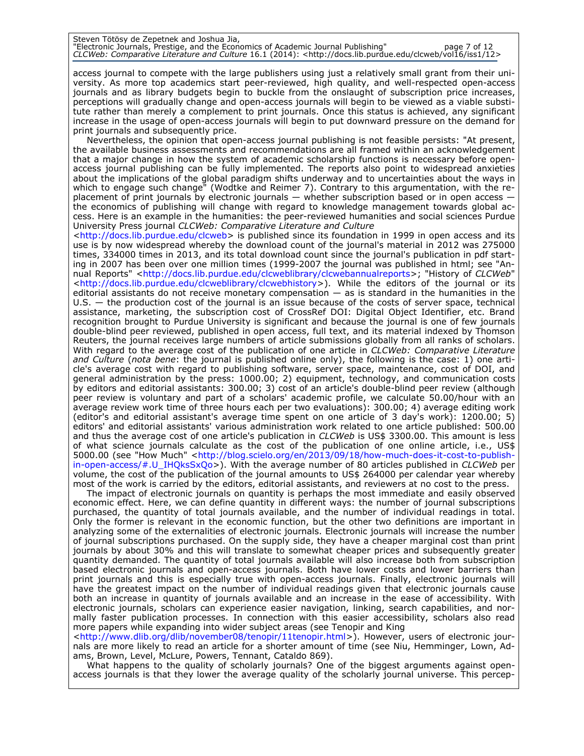access journal to compete with the large publishers using just a relatively small grant from their university. As more top academics start peer-reviewed, high quality, and well-respected open-access journals and as library budgets begin to buckle from the onslaught of subscription price increases, perceptions will gradually change and open-access journals will begin to be viewed as a viable substitute rather than merely a complement to print journals. Once this status is achieved, any significant increase in the usage of open-access journals will begin to put downward pressure on the demand for print journals and subsequently price.

Nevertheless, the opinion that open-access journal publishing is not feasible persists: "At present, the available business assessments and recommendations are all framed within an acknowledgement that a major change in how the system of academic scholarship functions is necessary before open-access journal publishing can be fully implemented. The reports also point to widespread anxieties about the implications of the global paradigm shifts underway and to uncertainties about the ways in which to engage such change" (Wodtke and Reimer 7). Contrary to this argumentation, with the replacement of print journals by electronic journals — whether subscription based or in open access — the economics of publishing will change with regard to knowledge management towards global access. Here is an example in the humanities: the peer-reviewed humanities and social sciences Purdue University Press journal *CLCWeb: Comparative Literature and Culture* <http://docs.lib.purdue.edu/clcweb> is published since its foundation in 1999 in open access and its use is by now widespread whereby the download count of the journal's material in 2012 was 275000 times, 334000 times in 2013, and its total download count since the journal's publication in pdf starting in 2007 has been over one million times (1999-2007 the journal was published in html; see "Annual Reports" <http://docs.lib.purdue.edu/clcweblibrary/clcwebannualreports>; "History of *CLCWeb*" <http://docs.lib.purdue.edu/clcweblibrary/clcwebhistory>). While the editors of the journal or its editorial assistants do not receive monetary compensation — as is standard in the humanities in the U.S. — the production cost of the journal is an issue because of the costs of server space, technical assistance, marketing, the subscription cost of CrossRef DOI: Digital Object Identifier, etc. Brand recognition brought to Purdue University is significant and because the journal is one of few journals double-blind peer reviewed, published in open access, full text, and its material indexed by Thomson Reuters, the journal receives large numbers of article submissions globally from all ranks of scholars. With regard to the average cost of the publication of one article in *CLCWeb: Comparative Literature and Culture* (*nota bene*: the journal is published online only), the following is the case: 1) one article's average cost with regard to publishing software, server space, maintenance, cost of DOI, and general administration by the press: 1000.00; 2) equipment, technology, and communication costs by editors and editorial assistants: 300.00; 3) cost of an article's double-blind peer review (although peer review is voluntary and part of a scholars' academic profile, we calculate 50.00/hour with an average review work time of three hours each per two evaluations): 300.00; 4) average editing work (editor's and editorial assistant's average time spent on one article of 3 day's work): 1200.00; 5) editors' and editorial assistants' various administration work related to one article published: 500.00 and thus the average cost of one article's publication in *CLCWeb* is US$ 3300.00. This amount is less of what science journals calculate as the cost of the publication of one online article, i.e., US$ 5000.00 (see "How Much" <http://blog.scielo.org/en/2013/09/18/how-much-does-it-cost-to-publish-in-open-access/#.U_IHQksSxQo>). With the average number of 80 articles published in *CLCWeb* per volume, the cost of the publication of the journal amounts to US$ 264000 per calendar year whereby most of the work is carried by the editors, editorial assistants, and reviewers at no cost to the press.

The impact of electronic journals on quantity is perhaps the most immediate and easily observed economic effect. Here, we can define quantity in different ways: the number of journal subscriptions purchased, the quantity of total journals available, and the number of individual readings in total. Only the former is relevant in the economic function, but the other two definitions are important in analyzing some of the externalities of electronic journals. Electronic journals will increase the number of journal subscriptions purchased. On the supply side, they have a cheaper marginal cost than print journals by about 30% and this will translate to somewhat cheaper prices and subsequently greater quantity demanded. The quantity of total journals available will also increase both from subscription based electronic journals and open-access journals. Both have lower costs and lower barriers than print journals and this is especially true with open-access journals. Finally, electronic journals will have the greatest impact on the number of individual readings given that electronic journals cause both an increase in quantity of journals available and an increase in the ease of accessibility. With electronic journals, scholars can experience easier navigation, linking, search capabilities, and normally faster publication processes. In connection with this easier accessibility, scholars also read more papers while expanding into wider subject areas (see Tenopir and King <http://www.dlib.org/dlib/november08/tenopir/11tenopir.html>). However, users of electronic journals are more likely to read an article for a shorter amount of time (see Niu, Hemminger, Lown, Adams, Brown, Level, McLure, Powers, Tennant, Cataldo 869).

What happens to the quality of scholarly journals? One of the biggest arguments against open-access journals is that they lower the average quality of the scholarly journal universe. This percep-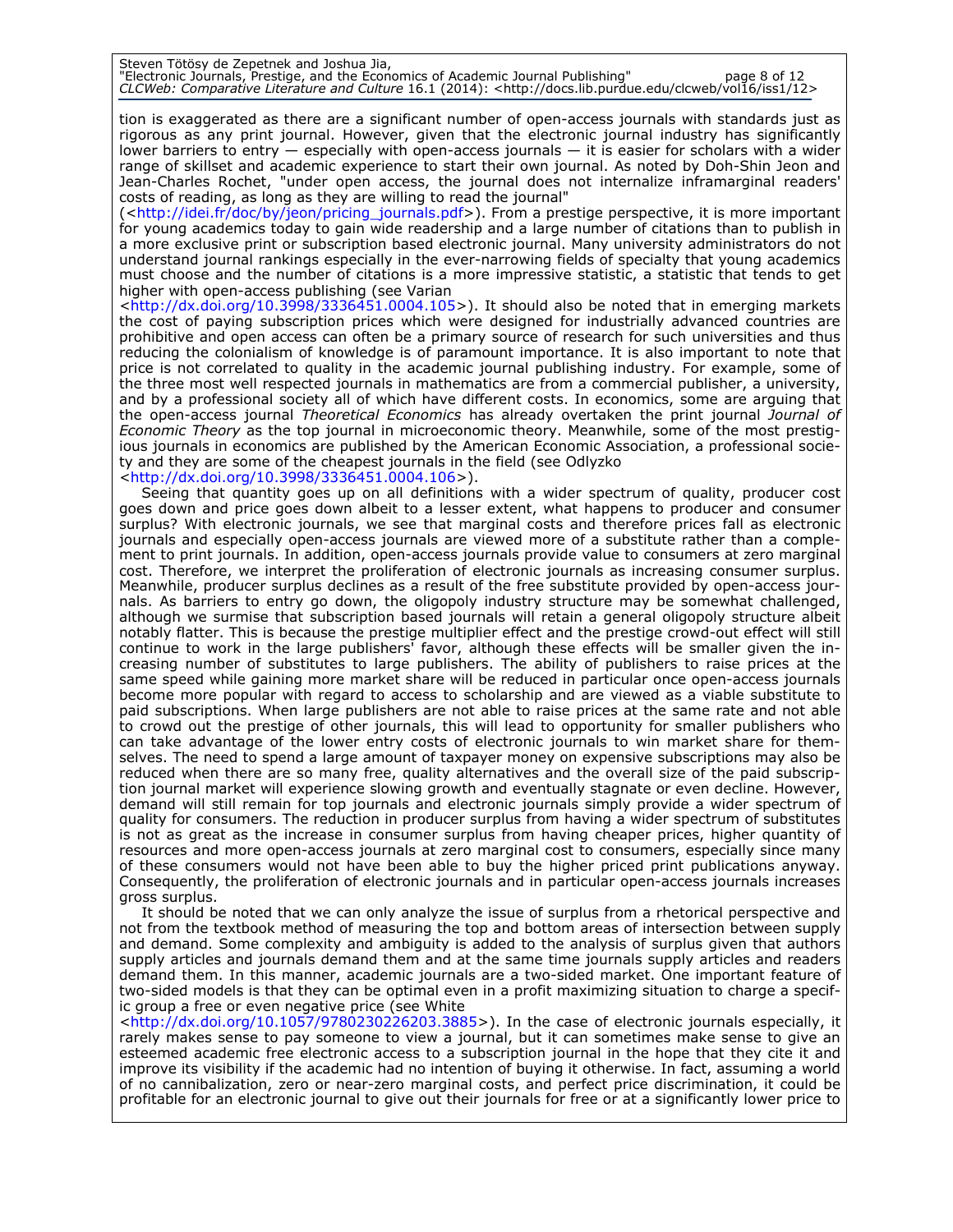tion is exaggerated as there are a significant number of open-access journals with standards just as rigorous as any print journal. However, given that the electronic journal industry has significantly lower barriers to entry — especially with open-access journals — it is easier for scholars with a wider range of skillset and academic experience to start their own journal. As noted by Doh-Shin Jeon and Jean-Charles Rochet, "under open access, the journal does not internalize inframarginal readers' costs of reading, as long as they are willing to read the journal" (<http://idei.fr/doc/by/jeon/pricing_journals.pdf>). From a prestige perspective, it is more important for young academics today to gain wide readership and a large number of citations than to publish in a more exclusive print or subscription based electronic journal. Many university administrators do not understand journal rankings especially in the ever-narrowing fields of specialty that young academics must choose and the number of citations is a more impressive statistic, a statistic that tends to get higher with open-access publishing (see Varian <http://dx.doi.org/10.3998/3336451.0004.105>). It should also be noted that in emerging markets the cost of paying subscription prices which were designed for industrially advanced countries are prohibitive and open access can often be a primary source of research for such universities and thus reducing the colonialism of knowledge is of paramount importance. It is also important to note that price is not correlated to quality in the academic journal publishing industry. For example, some of the three most well respected journals in mathematics are from a commercial publisher, a university, and by a professional society all of which have different costs. In economics, some are arguing that the open-access journal *Theoretical Economics* has already overtaken the print journal *Journal of Economic Theory* as the top journal in microeconomic theory. Meanwhile, some of the most prestigious journals in economics are published by the American Economic Association, a professional society and they are some of the cheapest journals in the field (see Odlyzko <http://dx.doi.org/10.3998/3336451.0004.106>).

Seeing that quantity goes up on all definitions with a wider spectrum of quality, producer cost goes down and price goes down albeit to a lesser extent, what happens to producer and consumer surplus? With electronic journals, we see that marginal costs and therefore prices fall as electronic journals and especially open-access journals are viewed more of a substitute rather than a complement to print journals. In addition, open-access journals provide value to consumers at zero marginal cost. Therefore, we interpret the proliferation of electronic journals as increasing consumer surplus. Meanwhile, producer surplus declines as a result of the free substitute provided by open-access journals. As barriers to entry go down, the oligopoly industry structure may be somewhat challenged, although we surmise that subscription based journals will retain a general oligopoly structure albeit notably flatter. This is because the prestige multiplier effect and the prestige crowd-out effect will still continue to work in the large publishers' favor, although these effects will be smaller given the increasing number of substitutes to large publishers. The ability of publishers to raise prices at the same speed while gaining more market share will be reduced in particular once open-access journals become more popular with regard to access to scholarship and are viewed as a viable substitute to paid subscriptions. When large publishers are not able to raise prices at the same rate and not able to crowd out the prestige of other journals, this will lead to opportunity for smaller publishers who can take advantage of the lower entry costs of electronic journals to win market share for themselves. The need to spend a large amount of taxpayer money on expensive subscriptions may also be reduced when there are so many free, quality alternatives and the overall size of the paid subscription journal market will experience slowing growth and eventually stagnate or even decline. However, demand will still remain for top journals and electronic journals simply provide a wider spectrum of quality for consumers. The reduction in producer surplus from having a wider spectrum of substitutes is not as great as the increase in consumer surplus from having cheaper prices, higher quantity of resources and more open-access journals at zero marginal cost to consumers, especially since many of these consumers would not have been able to buy the higher priced print publications anyway. Consequently, the proliferation of electronic journals and in particular open-access journals increases gross surplus.

It should be noted that we can only analyze the issue of surplus from a rhetorical perspective and not from the textbook method of measuring the top and bottom areas of intersection between supply and demand. Some complexity and ambiguity is added to the analysis of surplus given that authors supply articles and journals demand them and at the same time journals supply articles and readers demand them. In this manner, academic journals are a two-sided market. One important feature of two-sided models is that they can be optimal even in a profit maximizing situation to charge a specific group a free or even negative price (see White <http://dx.doi.org/10.1057/9780230226203.3885>). In the case of electronic journals especially, it rarely makes sense to pay someone to view a journal, but it can sometimes make sense to give an esteemed academic free electronic access to a subscription journal in the hope that they cite it and improve its visibility if the academic had no intention of buying it otherwise. In fact, assuming a world of no cannibalization, zero or near-zero marginal costs, and perfect price discrimination, it could be profitable for an electronic journal to give out their journals for free or at a significantly lower price to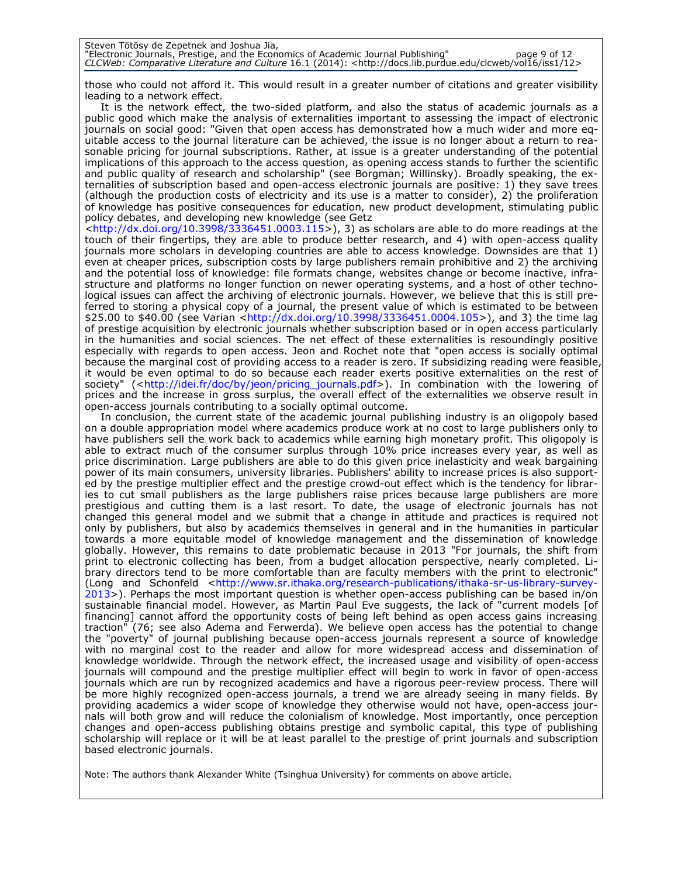those who could not afford it. This would result in a greater number of citations and greater visibility leading to a network effect.

It is the network effect, the two-sided platform, and also the status of academic journals as a public good which make the analysis of externalities important to assessing the impact of electronic journals on social good: "Given that open access has demonstrated how a much wider and more equitable access to the journal literature can be achieved, the issue is no longer about a return to reasonable pricing for journal subscriptions. Rather, at issue is a greater understanding of the potential implications of this approach to the access question, as opening access stands to further the scientific and public quality of research and scholarship" (see Borgman; Willinsky). Broadly speaking, the externalities of subscription based and open-access electronic journals are positive: 1) they save trees (although the production costs of electricity and its use is a matter to consider), 2) the proliferation of knowledge has positive consequences for education, new product development, stimulating public policy debates, and developing new knowledge (see Getz <http://dx.doi.org/10.3998/3336451.0003.115>), 3) as scholars are able to do more readings at the touch of their fingertips, they are able to produce better research, and 4) with open-access quality journals more scholars in developing countries are able to access knowledge. Downsides are that 1) even at cheaper prices, subscription costs by large publishers remain prohibitive and 2) the archiving and the potential loss of knowledge: file formats change, websites change or become inactive, infrastructure and platforms no longer function on newer operating systems, and a host of other technological issues can affect the archiving of electronic journals. However, we believe that this is still preferred to storing a physical copy of a journal, the present value of which is estimated to be between \$25.00 to \$40.00 (see Varian <http://dx.doi.org/10.3998/3336451.0004.105>), and 3) the time lag of prestige acquisition by electronic journals whether subscription based or in open access particularly in the humanities and social sciences. The net effect of these externalities is resoundingly positive especially with regards to open access. Jeon and Rochet note that "open access is socially optimal because the marginal cost of providing access to a reader is zero. If subsidizing reading were feasible, it would be even optimal to do so because each reader exerts positive externalities on the rest of society" (<http://idei.fr/doc/by/jeon/pricing_journals.pdf>). In combination with the lowering of prices and the increase in gross surplus, the overall effect of the externalities we observe result in open-access journals contributing to a socially optimal outcome.

In conclusion, the current state of the academic journal publishing industry is an oligopoly based on a double appropriation model where academics produce work at no cost to large publishers only to have publishers sell the work back to academics while earning high monetary profit. This oligopoly is able to extract much of the consumer surplus through 10% price increases every year, as well as price discrimination. Large publishers are able to do this given price inelasticity and weak bargaining power of its main consumers, university libraries. Publishers' ability to increase prices is also supported by the prestige multiplier effect and the prestige crowd-out effect which is the tendency for libraries to cut small publishers as the large publishers raise prices because large publishers are more prestigious and cutting them is a last resort. To date, the usage of electronic journals has not changed this general model and we submit that a change in attitude and practices is required not only by publishers, but also by academics themselves in general and in the humanities in particular towards a more equitable model of knowledge management and the dissemination of knowledge globally. However, this remains to date problematic because in 2013 "For journals, the shift from print to electronic collecting has been, from a budget allocation perspective, nearly completed. Library directors tend to be more comfortable than are faculty members with the print to electronic" (Long and Schonfeld <http://www.sr.ithaka.org/research-publications/ithaka-sr-us-library-survey-2013>). Perhaps the most important question is whether open-access publishing can be based in/on sustainable financial model. However, as Martin Paul Eve suggests, the lack of "current models [of financing] cannot afford the opportunity costs of being left behind as open access gains increasing traction" (76; see also Adema and Ferwerda). We believe open access has the potential to change the "poverty" of journal publishing because open-access journals represent a source of knowledge with no marginal cost to the reader and allow for more widespread access and dissemination of knowledge worldwide. Through the network effect, the increased usage and visibility of open-access journals will compound and the prestige multiplier effect will begin to work in favor of open-access journals which are run by recognized academics and have a rigorous peer-review process. There will be more highly recognized open-access journals, a trend we are already seeing in many fields. By providing academics a wider scope of knowledge they otherwise would not have, open-access journals will both grow and will reduce the colonialism of knowledge. Most importantly, once perception changes and open-access publishing obtains prestige and symbolic capital, this type of publishing scholarship will replace or it will be at least parallel to the prestige of print journals and subscription based electronic journals.

Note: The authors thank Alexander White (Tsinghua University) for comments on above article.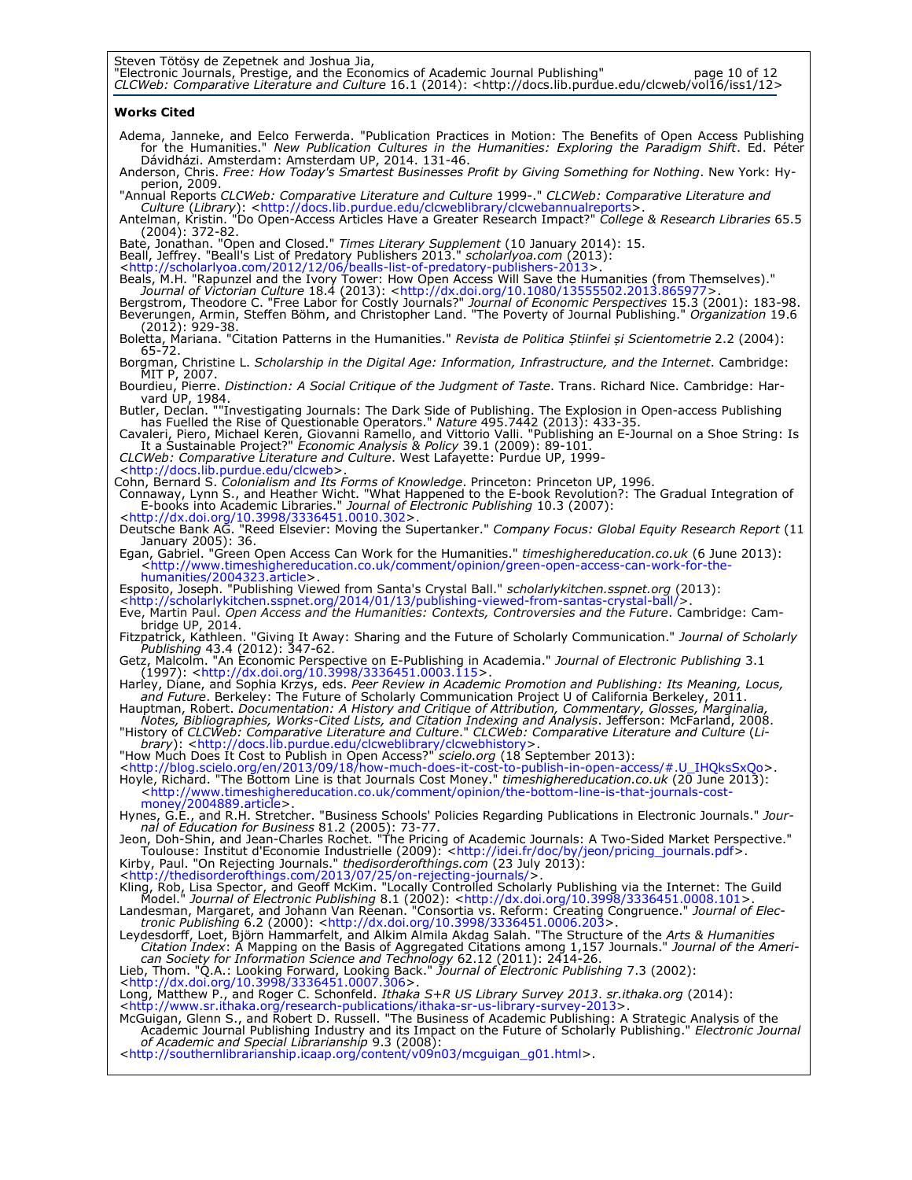**Works Cited**

Adema, Janneke, and Eelco Ferwerda. "Publication Practices in Motion: The Benefits of Open Access Publishing for the Humanities." *New Publication Cultures in the Humanities: Exploring the Paradigm Shift*. Ed. Péter Dávidházi. Amsterdam: Amsterdam UP, 2014. 131-46.

Anderson, Chris. *Free: How Today's Smartest Businesses Profit by Giving Something for Nothing*. New York: Hyperion, 2009.

"Annual Reports *CLCWeb: Comparative Literature and Culture* 1999-." *CLCWeb: Comparative Literature and Culture* (*Library*): <http://docs.lib.purdue.edu/clcweblibrary/clcwebannualreports>.

Antelman, Kristin. "Do Open-Access Articles Have a Greater Research Impact?" *College & Research Libraries* 65.5 (2004): 372-82.

Bate, Jonathan. "Open and Closed." *Times Literary Supplement* (10 January 2014): 15.

Beall, Jeffrey. "Beall's List of Predatory Publishers 2013." *scholarlyoa.com* (2013): <http://scholarlyoa.com/2012/12/06/bealls-list-of-predatory-publishers-2013>.

Beals, M.H. "Rapunzel and the Ivory Tower: How Open Access Will Save the Humanities (from Themselves)." *Journal of Victorian Culture* 18.4 (2013): <http://dx.doi.org/10.1080/13555502.2013.865977>.

Bergstrom, Theodore C. "Free Labor for Costly Journals?" *Journal of Economic Perspectives* 15.3 (2001): 183-98.

Beverungen, Armin, Steffen Böhm, and Christopher Land. "The Poverty of Journal Publishing." *Organization* 19.6 (2012): 929-38.

Boletta, Mariana. "Citation Patterns in the Humanities." *Revista de Politica Științei și Scientometrie* 2.2 (2004): 65-72.

Borgman, Christine L. *Scholarship in the Digital Age: Information, Infrastructure, and the Internet*. Cambridge: MIT P, 2007.

Bourdieu, Pierre. *Distinction: A Social Critique of the Judgment of Taste*. Trans. Richard Nice. Cambridge: Harvard UP, 1984.

Butler, Declan. ""Investigating Journals: The Dark Side of Publishing. The Explosion in Open-access Publishing has Fuelled the Rise of Questionable Operators." *Nature* 495.7442 (2013): 433-35.

Cavaleri, Piero, Michael Keren, Giovanni Ramello, and Vittorio Valli. "Publishing an E-Journal on a Shoe String: Is It a Sustainable Project?" *Economic Analysis & Policy* 39.1 (2009): 89-101.

*CLCWeb: Comparative Literature and Culture*. West Lafayette: Purdue UP, 1999- <http://docs.lib.purdue.edu/clcweb>.

Cohn, Bernard S. *Colonialism and Its Forms of Knowledge*. Princeton: Princeton UP, 1996.

Connaway, Lynn S., and Heather Wicht. "What Happened to the E-book Revolution?: The Gradual Integration of E-books into Academic Libraries." *Journal of Electronic Publishing* 10.3 (2007): <http://dx.doi.org/10.3998/3336451.0010.302>.

Deutsche Bank AG. "Reed Elsevier: Moving the Supertanker." *Company Focus: Global Equity Research Report* (11 January 2005): 36.

Egan, Gabriel. "Green Open Access Can Work for the Humanities." *timeshighereducation.co.uk* (6 June 2013): <http://www.timeshighereducation.co.uk/comment/opinion/green-open-access-can-work-for-the-humanities/2004323.article>.

Esposito, Joseph. "Publishing Viewed from Santa's Crystal Ball." *scholarlykitchen.sspnet.org* (2013): <http://scholarlykitchen.sspnet.org/2014/01/13/publishing-viewed-from-santas-crystal-ball/>.

Eve, Martin Paul. *Open Access and the Humanities: Contexts, Controversies and the Future*. Cambridge: Cambridge UP, 2014.

Fitzpatrick, Kathleen. "Giving It Away: Sharing and the Future of Scholarly Communication." *Journal of Scholarly Publishing* 43.4 (2012): 347-62.

Getz, Malcolm. "An Economic Perspective on E-Publishing in Academia." *Journal of Electronic Publishing* 3.1 (1997): <http://dx.doi.org/10.3998/3336451.0003.115>.

Harley, Diane, and Sophia Krzys, eds. *Peer Review in Academic Promotion and Publishing: Its Meaning, Locus, and Future*. Berkeley: The Future of Scholarly Communication Project U of California Berkeley, 2011.

Hauptman, Robert. *Documentation: A History and Critique of Attribution, Commentary, Glosses, Marginalia, Notes, Bibliographies, Works-Cited Lists, and Citation Indexing and Analysis*. Jefferson: McFarland, 2008.

"History of *CLCWeb: Comparative Literature and Culture*." *CLCWeb: Comparative Literature and Culture* (*Library*): <http://docs.lib.purdue.edu/clcweblibrary/clcwebhistory>.

"How Much Does It Cost to Publish in Open Access?" *scielo.org* (18 September 2013): <http://blog.scielo.org/en/2013/09/18/how-much-does-it-cost-to-publish-in-open-access/#.U_IHQksSxQo>.

Hoyle, Richard. "The Bottom Line is that Journals Cost Money." *timeshighereducation.co.uk* (20 June 2013): <http://www.timeshighereducation.co.uk/comment/opinion/the-bottom-line-is-that-journals-cost-money/2004889.article>.

Hynes, G.E., and R.H. Stretcher. "Business Schools' Policies Regarding Publications in Electronic Journals." *Journal of Education for Business* 81.2 (2005): 73-77.

Jeon, Doh-Shin, and Jean-Charles Rochet. "The Pricing of Academic Journals: A Two-Sided Market Perspective." Toulouse: Institut d'Economie Industrielle (2009): <http://idei.fr/doc/by/jeon/pricing_journals.pdf>.

Kirby, Paul. "On Rejecting Journals." *thedisorderofthings.com* (23 July 2013): <http://thedisorderofthings.com/2013/07/25/on-rejecting-journals/>.

Kling, Rob, Lisa Spector, and Geoff McKim. "Locally Controlled Scholarly Publishing via the Internet: The Guild Model." *Journal of Electronic Publishing* 8.1 (2002): <http://dx.doi.org/10.3998/3336451.0008.101>.

Landesman, Margaret, and Johann Van Reenan. "Consortia vs. Reform: Creating Congruence." *Journal of Electronic Publishing* 6.2 (2000): <http://dx.doi.org/10.3998/3336451.0006.203>.

Leydesdorff, Loet, Björn Hammarfelt, and Alkim Almila Akdag Salah. "The Structure of the *Arts & Humanities Citation Index*: A Mapping on the Basis of Aggregated Citations among 1,157 Journals." *Journal of the American Society for Information Science and Technology* 62.12 (2011): 2414-26.

Lieb, Thom. "Q.A.: Looking Forward, Looking Back." *Journal of Electronic Publishing* 7.3 (2002): <http://dx.doi.org/10.3998/3336451.0007.306>.

Long, Matthew P., and Roger C. Schonfeld. *Ithaka S+R US Library Survey 2013*. *sr.ithaka.org* (2014): <http://www.sr.ithaka.org/research-publications/ithaka-sr-us-library-survey-2013>.

McGuigan, Glenn S., and Robert D. Russell. "The Business of Academic Publishing: A Strategic Analysis of the Academic Journal Publishing Industry and its Impact on the Future of Scholarly Publishing." *Electronic Journal of Academic and Special Librarianship* 9.3 (2008): <http://southernlibrarianship.icaap.org/content/v09n03/mcguigan_g01.html>.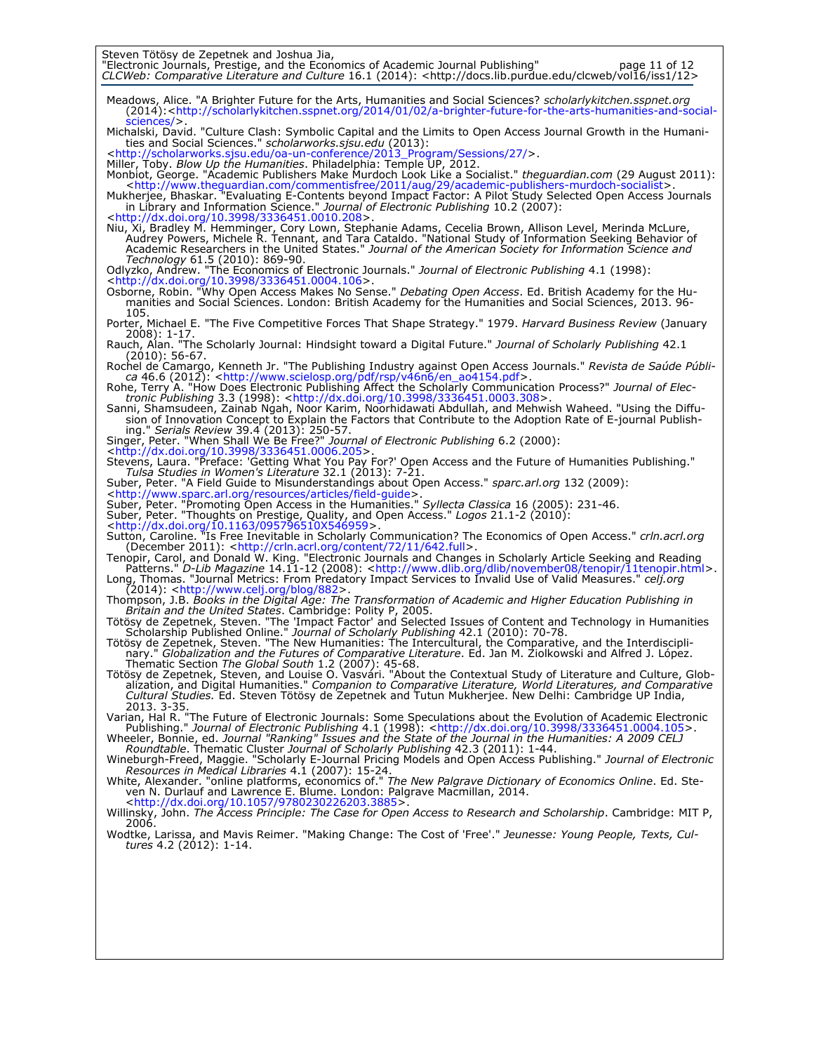Meadows, Alice. "A Brighter Future for the Arts, Humanities and Social Sciences? *scholarlykitchen.sspnet.org* (2014):<http://scholarlykitchen.sspnet.org/2014/01/02/a-brighter-future-for-the-arts-humanities-and-social-sciences/>.

Michalski, David. "Culture Clash: Symbolic Capital and the Limits to Open Access Journal Growth in the Humanities and Social Sciences." *scholarworks.sjsu.edu* (2013): <http://scholarworks.sjsu.edu/oa-un-conference/2013_Program/Sessions/27/>.

Miller, Toby. *Blow Up the Humanities*. Philadelphia: Temple UP, 2012.

Monbiot, George. "Academic Publishers Make Murdoch Look Like a Socialist." *theguardian.com* (29 August 2011): <http://www.theguardian.com/commentisfree/2011/aug/29/academic-publishers-murdoch-socialist>.

Mukherjee, Bhaskar. "Evaluating E-Contents beyond Impact Factor: A Pilot Study Selected Open Access Journals in Library and Information Science." *Journal of Electronic Publishing* 10.2 (2007): <http://dx.doi.org/10.3998/3336451.0010.208>.

Niu, Xi, Bradley M. Hemminger, Cory Lown, Stephanie Adams, Cecelia Brown, Allison Level, Merinda McLure, Audrey Powers, Michele R. Tennant, and Tara Cataldo. "National Study of Information Seeking Behavior of Academic Researchers in the United States." *Journal of the American Society for Information Science and Technology* 61.5 (2010): 869-90.

Odlyzko, Andrew. "The Economics of Electronic Journals." *Journal of Electronic Publishing* 4.1 (1998): <http://dx.doi.org/10.3998/3336451.0004.106>.

Osborne, Robin. "Why Open Access Makes No Sense." *Debating Open Access*. Ed. British Academy for the Humanities and Social Sciences. London: British Academy for the Humanities and Social Sciences, 2013. 96-105.

Porter, Michael E. "The Five Competitive Forces That Shape Strategy." 1979. *Harvard Business Review* (January 2008): 1-17.

Rauch, Alan. "The Scholarly Journal: Hindsight toward a Digital Future." *Journal of Scholarly Publishing* 42.1 (2010): 56-67.

Rochel de Camargo, Kenneth Jr. "The Publishing Industry against Open Access Journals." *Revista de Saúde Pública* 46.6 (2012): <http://www.scielosp.org/pdf/rsp/v46n6/en_ao4154.pdf>.

Rohe, Terry A. "How Does Electronic Publishing Affect the Scholarly Communication Process?" *Journal of Electronic Publishing* 3.3 (1998): <http://dx.doi.org/10.3998/3336451.0003.308>.

Sanni, Shamsudeen, Zainab Ngah, Noor Karim, Noorhidawati Abdullah, and Mehwish Waheed. "Using the Diffusion of Innovation Concept to Explain the Factors that Contribute to the Adoption Rate of E-journal Publishing." *Serials Review* 39.4 (2013): 250-57.

Singer, Peter. "When Shall We Be Free?" *Journal of Electronic Publishing* 6.2 (2000): <http://dx.doi.org/10.3998/3336451.0006.205>.

Stevens, Laura. "Preface: 'Getting What You Pay For?' Open Access and the Future of Humanities Publishing." *Tulsa Studies in Women's Literature* 32.1 (2013): 7-21.

Suber, Peter. "A Field Guide to Misunderstandings about Open Access." *sparc.arl.org* 132 (2009): <http://www.sparc.arl.org/resources/articles/field-guide>.

Suber, Peter. "Promoting Open Access in the Humanities." *Syllecta Classica* 16 (2005): 231-46.

Suber, Peter. "Thoughts on Prestige, Quality, and Open Access." *Logos* 21.1-2 (2010): <http://dx.doi.org/10.1163/095796510X546959>.

Sutton, Caroline. "Is Free Inevitable in Scholarly Communication? The Economics of Open Access." *crln.acrl.org* (December 2011): <http://crln.acrl.org/content/72/11/642.full>.

Tenopir, Carol, and Donald W. King. "Electronic Journals and Changes in Scholarly Article Seeking and Reading Patterns." *D-Lib Magazine* 14.11-12 (2008): <http://www.dlib.org/dlib/november08/tenopir/11tenopir.html>.

Long, Thomas. "Journal Metrics: From Predatory Impact Services to Invalid Use of Valid Measures." *celj.org* (2014): <http://www.celj.org/blog/882>.

Thompson, J.B. *Books in the Digital Age: The Transformation of Academic and Higher Education Publishing in Britain and the United States*. Cambridge: Polity P, 2005.

Tötösy de Zepetnek, Steven. "The 'Impact Factor' and Selected Issues of Content and Technology in Humanities Scholarship Published Online." *Journal of Scholarly Publishing* 42.1 (2010): 70-78.

Tötösy de Zepetnek, Steven. "The New Humanities: The Intercultural, the Comparative, and the Interdisciplinary." *Globalization and the Futures of Comparative Literature*. Ed. Jan M. Ziolkowski and Alfred J. López. Thematic Section *The Global South* 1.2 (2007): 45-68.

Tötösy de Zepetnek, Steven, and Louise O. Vasvári. "About the Contextual Study of Literature and Culture, Globalization, and Digital Humanities." *Companion to Comparative Literature, World Literatures, and Comparative Cultural Studies.* Ed. Steven Tötösy de Zepetnek and Tutun Mukherjee. New Delhi: Cambridge UP India, 2013. 3-35.

Varian, Hal R. "The Future of Electronic Journals: Some Speculations about the Evolution of Academic Electronic Publishing." *Journal of Electronic Publishing* 4.1 (1998): <http://dx.doi.org/10.3998/3336451.0004.105>.

Wheeler, Bonnie, ed. *Journal "Ranking" Issues and the State of the Journal in the Humanities: A 2009 CELJ Roundtable*. Thematic Cluster *Journal of Scholarly Publishing* 42.3 (2011): 1-44.

Wineburgh-Freed, Maggie. "Scholarly E-Journal Pricing Models and Open Access Publishing." *Journal of Electronic Resources in Medical Libraries* 4.1 (2007): 15-24.

White, Alexander. "online platforms, economics of." *The New Palgrave Dictionary of Economics Online*. Ed. Steven N. Durlauf and Lawrence E. Blume. London: Palgrave Macmillan, 2014. <http://dx.doi.org/10.1057/9780230226203.3885>.

Willinsky, John. *The Access Principle: The Case for Open Access to Research and Scholarship*. Cambridge: MIT P, 2006.

Wodtke, Larissa, and Mavis Reimer. "Making Change: The Cost of 'Free'." *Jeunesse: Young People, Texts, Cultures* 4.2 (2012): 1-14.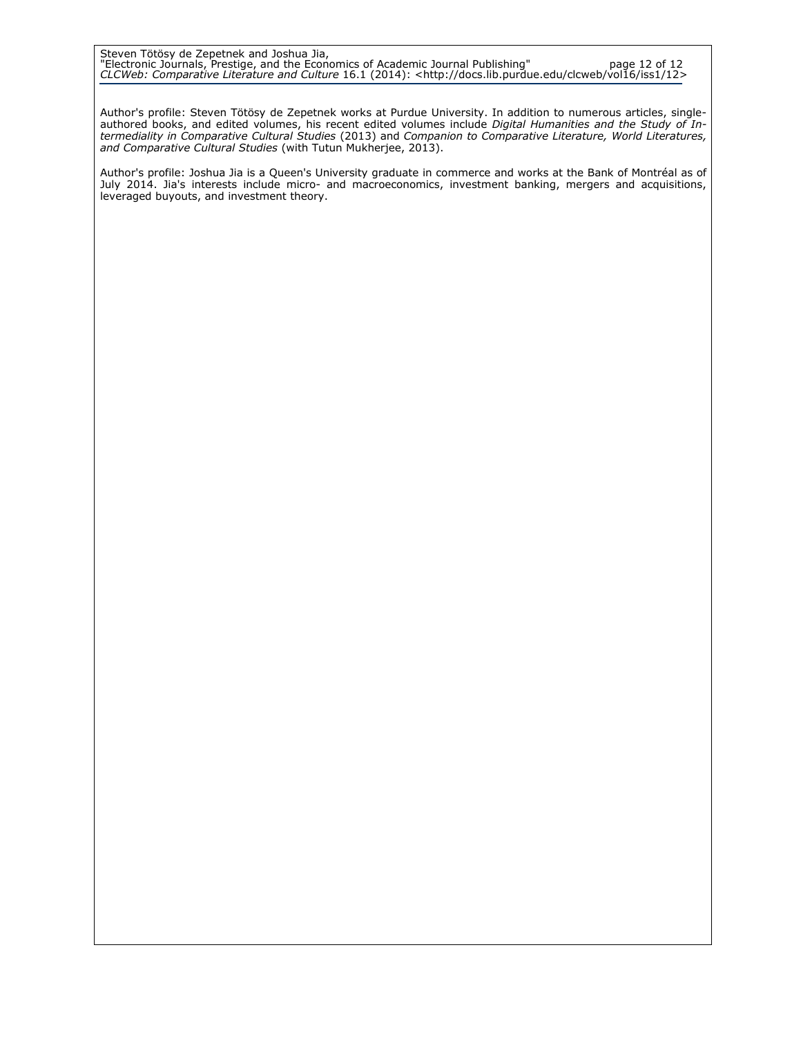Author's profile: Steven Tötösy de Zepetnek works at Purdue University. In addition to numerous articles, single-authored books, and edited volumes, his recent edited volumes include *Digital Humanities and the Study of Intermediality in Comparative Cultural Studies* (2013) and *Companion to Comparative Literature, World Literatures, and Comparative Cultural Studies* (with Tutun Mukherjee, 2013).

Author's profile: Joshua Jia is a Queen's University graduate in commerce and works at the Bank of Montréal as of July 2014. Jia's interests include micro- and macroeconomics, investment banking, mergers and acquisitions, leveraged buyouts, and investment theory.